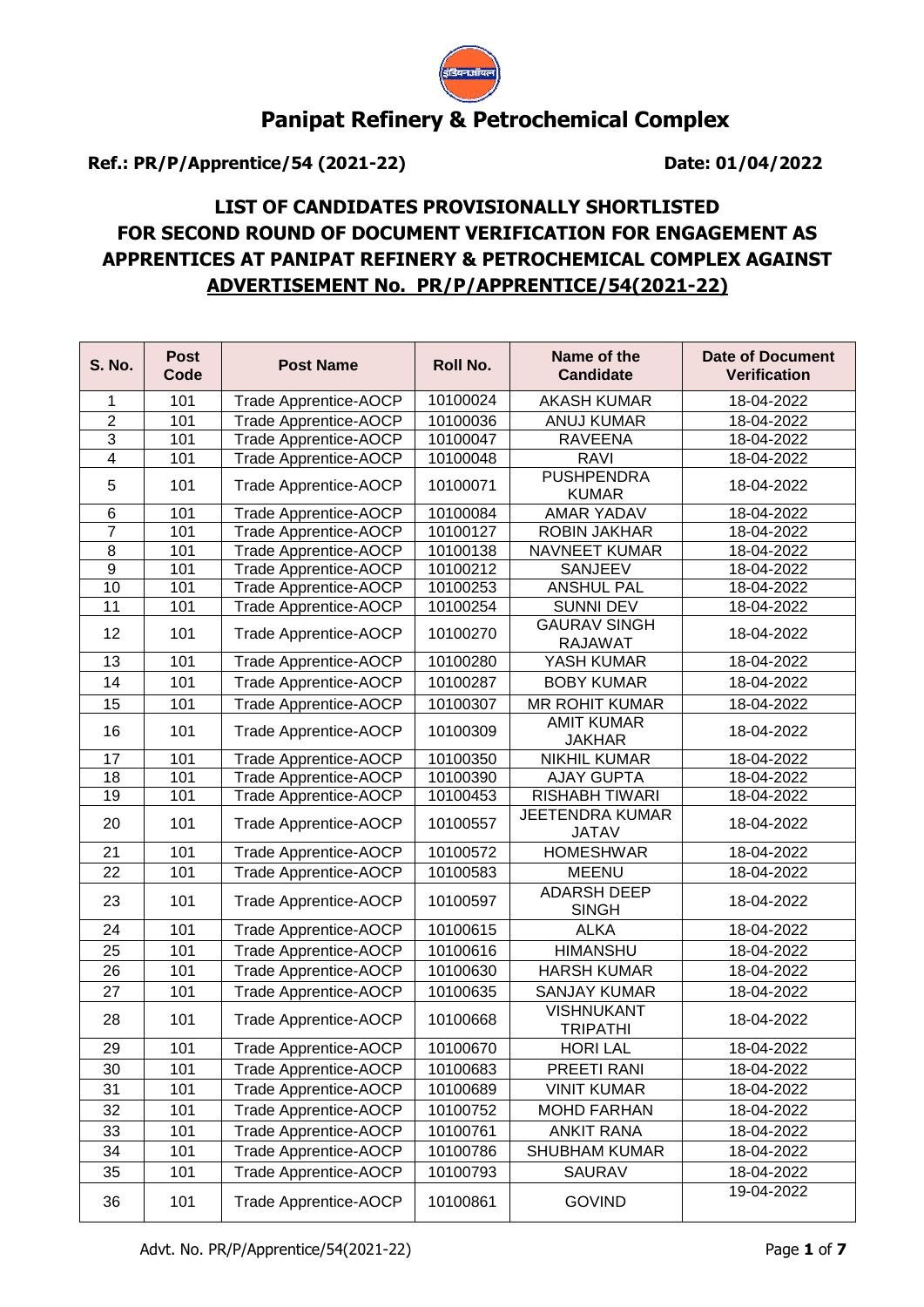# Panipat Refinery & Petrochemical Complex

**Ref.: PR/P/Apprentice/54 (2021-22)** **Date: 01/04/2022**

## LIST OF CANDIDATES PROVISIONALLY SHORTLISTED FOR SECOND ROUND OF DOCUMENT VERIFICATION FOR ENGAGEMENT AS APPRENTICES AT PANIPAT REFINERY & PETROCHEMICAL COMPLEX AGAINST ADVERTISEMENT No. PR/P/APPRENTICE/54(2021-22)

| S. No. | Post Code | Post Name | Roll No. | Name of the Candidate | Date of Document Verification |
|---|---|---|---|---|---|
| 1 | 101 | Trade Apprentice-AOCP | 10100024 | AKASH KUMAR | 18-04-2022 |
| 2 | 101 | Trade Apprentice-AOCP | 10100036 | ANUJ KUMAR | 18-04-2022 |
| 3 | 101 | Trade Apprentice-AOCP | 10100047 | RAVEENA | 18-04-2022 |
| 4 | 101 | Trade Apprentice-AOCP | 10100048 | RAVI | 18-04-2022 |
| 5 | 101 | Trade Apprentice-AOCP | 10100071 | PUSHPENDRA KUMAR | 18-04-2022 |
| 6 | 101 | Trade Apprentice-AOCP | 10100084 | AMAR YADAV | 18-04-2022 |
| 7 | 101 | Trade Apprentice-AOCP | 10100127 | ROBIN JAKHAR | 18-04-2022 |
| 8 | 101 | Trade Apprentice-AOCP | 10100138 | NAVNEET KUMAR | 18-04-2022 |
| 9 | 101 | Trade Apprentice-AOCP | 10100212 | SANJEEV | 18-04-2022 |
| 10 | 101 | Trade Apprentice-AOCP | 10100253 | ANSHUL PAL | 18-04-2022 |
| 11 | 101 | Trade Apprentice-AOCP | 10100254 | SUNNI DEV | 18-04-2022 |
| 12 | 101 | Trade Apprentice-AOCP | 10100270 | GAURAV SINGH RAJAWAT | 18-04-2022 |
| 13 | 101 | Trade Apprentice-AOCP | 10100280 | YASH KUMAR | 18-04-2022 |
| 14 | 101 | Trade Apprentice-AOCP | 10100287 | BOBY KUMAR | 18-04-2022 |
| 15 | 101 | Trade Apprentice-AOCP | 10100307 | MR ROHIT KUMAR | 18-04-2022 |
| 16 | 101 | Trade Apprentice-AOCP | 10100309 | AMIT KUMAR JAKHAR | 18-04-2022 |
| 17 | 101 | Trade Apprentice-AOCP | 10100350 | NIKHIL KUMAR | 18-04-2022 |
| 18 | 101 | Trade Apprentice-AOCP | 10100390 | AJAY GUPTA | 18-04-2022 |
| 19 | 101 | Trade Apprentice-AOCP | 10100453 | RISHABH TIWARI | 18-04-2022 |
| 20 | 101 | Trade Apprentice-AOCP | 10100557 | JEETENDRA KUMAR JATAV | 18-04-2022 |
| 21 | 101 | Trade Apprentice-AOCP | 10100572 | HOMESHWAR | 18-04-2022 |
| 22 | 101 | Trade Apprentice-AOCP | 10100583 | MEENU | 18-04-2022 |
| 23 | 101 | Trade Apprentice-AOCP | 10100597 | ADARSH DEEP SINGH | 18-04-2022 |
| 24 | 101 | Trade Apprentice-AOCP | 10100615 | ALKA | 18-04-2022 |
| 25 | 101 | Trade Apprentice-AOCP | 10100616 | HIMANSHU | 18-04-2022 |
| 26 | 101 | Trade Apprentice-AOCP | 10100630 | HARSH KUMAR | 18-04-2022 |
| 27 | 101 | Trade Apprentice-AOCP | 10100635 | SANJAY KUMAR | 18-04-2022 |
| 28 | 101 | Trade Apprentice-AOCP | 10100668 | VISHNUKANT TRIPATHI | 18-04-2022 |
| 29 | 101 | Trade Apprentice-AOCP | 10100670 | HORI LAL | 18-04-2022 |
| 30 | 101 | Trade Apprentice-AOCP | 10100683 | PREETI RANI | 18-04-2022 |
| 31 | 101 | Trade Apprentice-AOCP | 10100689 | VINIT KUMAR | 18-04-2022 |
| 32 | 101 | Trade Apprentice-AOCP | 10100752 | MOHD FARHAN | 18-04-2022 |
| 33 | 101 | Trade Apprentice-AOCP | 10100761 | ANKIT RANA | 18-04-2022 |
| 34 | 101 | Trade Apprentice-AOCP | 10100786 | SHUBHAM KUMAR | 18-04-2022 |
| 35 | 101 | Trade Apprentice-AOCP | 10100793 | SAURAV | 18-04-2022 |
| 36 | 101 | Trade Apprentice-AOCP | 10100861 | GOVIND | 19-04-2022 |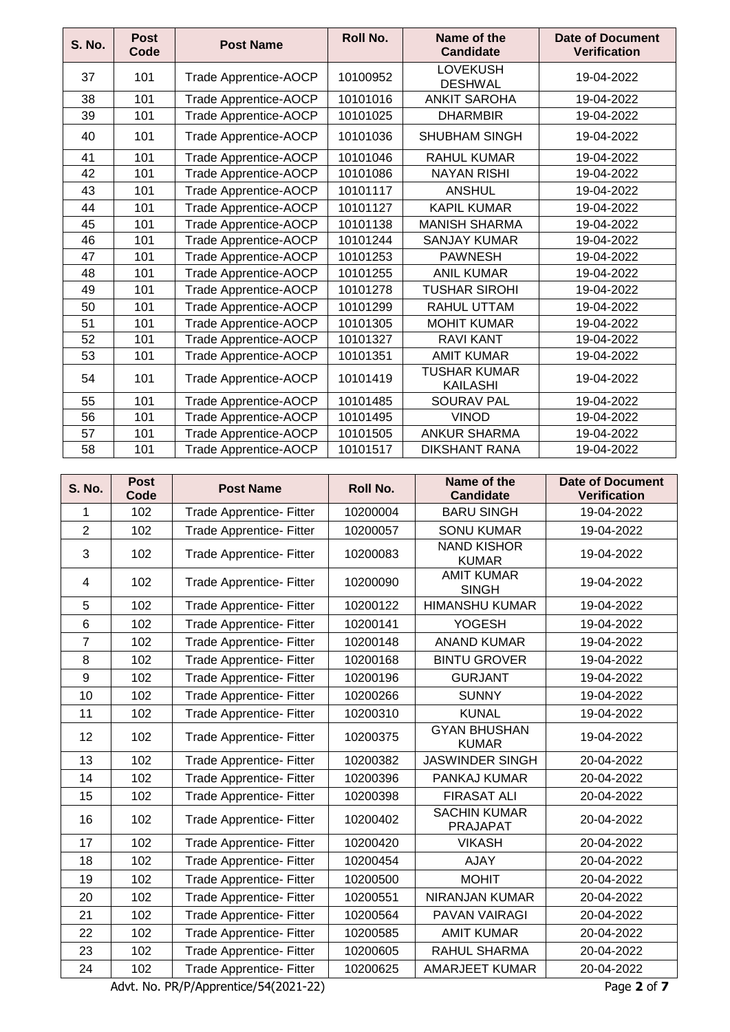| S. No. | Post Code | Post Name | Roll No. | Name of the Candidate | Date of Document Verification |
|---|---|---|---|---|---|
| 37 | 101 | Trade Apprentice-AOCP | 10100952 | LOVEKUSH DESHWAL | 19-04-2022 |
| 38 | 101 | Trade Apprentice-AOCP | 10101016 | ANKIT SAROHA | 19-04-2022 |
| 39 | 101 | Trade Apprentice-AOCP | 10101025 | DHARMBIR | 19-04-2022 |
| 40 | 101 | Trade Apprentice-AOCP | 10101036 | SHUBHAM SINGH | 19-04-2022 |
| 41 | 101 | Trade Apprentice-AOCP | 10101046 | RAHUL KUMAR | 19-04-2022 |
| 42 | 101 | Trade Apprentice-AOCP | 10101086 | NAYAN RISHI | 19-04-2022 |
| 43 | 101 | Trade Apprentice-AOCP | 10101117 | ANSHUL | 19-04-2022 |
| 44 | 101 | Trade Apprentice-AOCP | 10101127 | KAPIL KUMAR | 19-04-2022 |
| 45 | 101 | Trade Apprentice-AOCP | 10101138 | MANISH SHARMA | 19-04-2022 |
| 46 | 101 | Trade Apprentice-AOCP | 10101244 | SANJAY KUMAR | 19-04-2022 |
| 47 | 101 | Trade Apprentice-AOCP | 10101253 | PAWNESH | 19-04-2022 |
| 48 | 101 | Trade Apprentice-AOCP | 10101255 | ANIL KUMAR | 19-04-2022 |
| 49 | 101 | Trade Apprentice-AOCP | 10101278 | TUSHAR SIROHI | 19-04-2022 |
| 50 | 101 | Trade Apprentice-AOCP | 10101299 | RAHUL UTTAM | 19-04-2022 |
| 51 | 101 | Trade Apprentice-AOCP | 10101305 | MOHIT KUMAR | 19-04-2022 |
| 52 | 101 | Trade Apprentice-AOCP | 10101327 | RAVI KANT | 19-04-2022 |
| 53 | 101 | Trade Apprentice-AOCP | 10101351 | AMIT KUMAR | 19-04-2022 |
| 54 | 101 | Trade Apprentice-AOCP | 10101419 | TUSHAR KUMAR KAILASHI | 19-04-2022 |
| 55 | 101 | Trade Apprentice-AOCP | 10101485 | SOURAV PAL | 19-04-2022 |
| 56 | 101 | Trade Apprentice-AOCP | 10101495 | VINOD | 19-04-2022 |
| 57 | 101 | Trade Apprentice-AOCP | 10101505 | ANKUR SHARMA | 19-04-2022 |
| 58 | 101 | Trade Apprentice-AOCP | 10101517 | DIKSHANT RANA | 19-04-2022 |

| S. No. | Post Code | Post Name | Roll No. | Name of the Candidate | Date of Document Verification |
|---|---|---|---|---|---|
| 1 | 102 | Trade Apprentice- Fitter | 10200004 | BARU SINGH | 19-04-2022 |
| 2 | 102 | Trade Apprentice- Fitter | 10200057 | SONU KUMAR | 19-04-2022 |
| 3 | 102 | Trade Apprentice- Fitter | 10200083 | NAND KISHOR KUMAR | 19-04-2022 |
| 4 | 102 | Trade Apprentice- Fitter | 10200090 | AMIT KUMAR SINGH | 19-04-2022 |
| 5 | 102 | Trade Apprentice- Fitter | 10200122 | HIMANSHU KUMAR | 19-04-2022 |
| 6 | 102 | Trade Apprentice- Fitter | 10200141 | YOGESH | 19-04-2022 |
| 7 | 102 | Trade Apprentice- Fitter | 10200148 | ANAND KUMAR | 19-04-2022 |
| 8 | 102 | Trade Apprentice- Fitter | 10200168 | BINTU GROVER | 19-04-2022 |
| 9 | 102 | Trade Apprentice- Fitter | 10200196 | GURJANT | 19-04-2022 |
| 10 | 102 | Trade Apprentice- Fitter | 10200266 | SUNNY | 19-04-2022 |
| 11 | 102 | Trade Apprentice- Fitter | 10200310 | KUNAL | 19-04-2022 |
| 12 | 102 | Trade Apprentice- Fitter | 10200375 | GYAN BHUSHAN KUMAR | 19-04-2022 |
| 13 | 102 | Trade Apprentice- Fitter | 10200382 | JASWINDER SINGH | 20-04-2022 |
| 14 | 102 | Trade Apprentice- Fitter | 10200396 | PANKAJ KUMAR | 20-04-2022 |
| 15 | 102 | Trade Apprentice- Fitter | 10200398 | FIRASAT ALI | 20-04-2022 |
| 16 | 102 | Trade Apprentice- Fitter | 10200402 | SACHIN KUMAR PRAJAPAT | 20-04-2022 |
| 17 | 102 | Trade Apprentice- Fitter | 10200420 | VIKASH | 20-04-2022 |
| 18 | 102 | Trade Apprentice- Fitter | 10200454 | AJAY | 20-04-2022 |
| 19 | 102 | Trade Apprentice- Fitter | 10200500 | MOHIT | 20-04-2022 |
| 20 | 102 | Trade Apprentice- Fitter | 10200551 | NIRANJAN KUMAR | 20-04-2022 |
| 21 | 102 | Trade Apprentice- Fitter | 10200564 | PAVAN VAIRAGI | 20-04-2022 |
| 22 | 102 | Trade Apprentice- Fitter | 10200585 | AMIT KUMAR | 20-04-2022 |
| 23 | 102 | Trade Apprentice- Fitter | 10200605 | RAHUL SHARMA | 20-04-2022 |
| 24 | 102 | Trade Apprentice- Fitter | 10200625 | AMARJEET KUMAR | 20-04-2022 |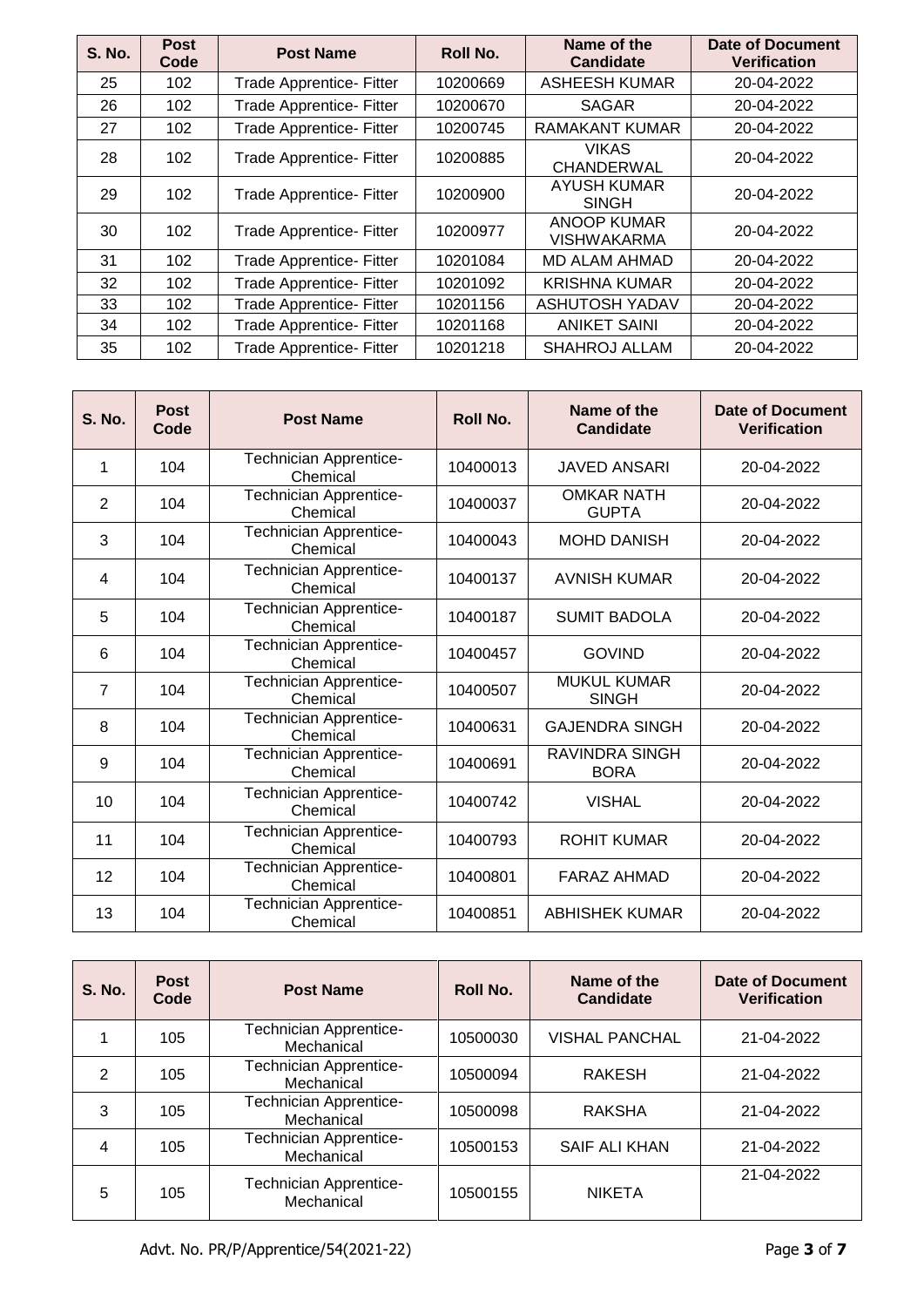| S. No. | Post Code | Post Name | Roll No. | Name of the Candidate | Date of Document Verification |
|---|---|---|---|---|---|
| 25 | 102 | Trade Apprentice- Fitter | 10200669 | ASHEESH KUMAR | 20-04-2022 |
| 26 | 102 | Trade Apprentice- Fitter | 10200670 | SAGAR | 20-04-2022 |
| 27 | 102 | Trade Apprentice- Fitter | 10200745 | RAMAKANT KUMAR | 20-04-2022 |
| 28 | 102 | Trade Apprentice- Fitter | 10200885 | VIKAS CHANDERWAL | 20-04-2022 |
| 29 | 102 | Trade Apprentice- Fitter | 10200900 | AYUSH KUMAR SINGH | 20-04-2022 |
| 30 | 102 | Trade Apprentice- Fitter | 10200977 | ANOOP KUMAR VISHWAKARMA | 20-04-2022 |
| 31 | 102 | Trade Apprentice- Fitter | 10201084 | MD ALAM AHMAD | 20-04-2022 |
| 32 | 102 | Trade Apprentice- Fitter | 10201092 | KRISHNA KUMAR | 20-04-2022 |
| 33 | 102 | Trade Apprentice- Fitter | 10201156 | ASHUTOSH YADAV | 20-04-2022 |
| 34 | 102 | Trade Apprentice- Fitter | 10201168 | ANIKET SAINI | 20-04-2022 |
| 35 | 102 | Trade Apprentice- Fitter | 10201218 | SHAHROJ ALLAM | 20-04-2022 |

| S. No. | Post Code | Post Name | Roll No. | Name of the Candidate | Date of Document Verification |
|---|---|---|---|---|---|
| 1 | 104 | Technician Apprentice-Chemical | 10400013 | JAVED ANSARI | 20-04-2022 |
| 2 | 104 | Technician Apprentice-Chemical | 10400037 | OMKAR NATH GUPTA | 20-04-2022 |
| 3 | 104 | Technician Apprentice-Chemical | 10400043 | MOHD DANISH | 20-04-2022 |
| 4 | 104 | Technician Apprentice-Chemical | 10400137 | AVNISH KUMAR | 20-04-2022 |
| 5 | 104 | Technician Apprentice-Chemical | 10400187 | SUMIT BADOLA | 20-04-2022 |
| 6 | 104 | Technician Apprentice-Chemical | 10400457 | GOVIND | 20-04-2022 |
| 7 | 104 | Technician Apprentice-Chemical | 10400507 | MUKUL KUMAR SINGH | 20-04-2022 |
| 8 | 104 | Technician Apprentice-Chemical | 10400631 | GAJENDRA SINGH | 20-04-2022 |
| 9 | 104 | Technician Apprentice-Chemical | 10400691 | RAVINDRA SINGH BORA | 20-04-2022 |
| 10 | 104 | Technician Apprentice-Chemical | 10400742 | VISHAL | 20-04-2022 |
| 11 | 104 | Technician Apprentice-Chemical | 10400793 | ROHIT KUMAR | 20-04-2022 |
| 12 | 104 | Technician Apprentice-Chemical | 10400801 | FARAZ AHMAD | 20-04-2022 |
| 13 | 104 | Technician Apprentice-Chemical | 10400851 | ABHISHEK KUMAR | 20-04-2022 |

| S. No. | Post Code | Post Name | Roll No. | Name of the Candidate | Date of Document Verification |
|---|---|---|---|---|---|
| 1 | 105 | Technician Apprentice-Mechanical | 10500030 | VISHAL PANCHAL | 21-04-2022 |
| 2 | 105 | Technician Apprentice-Mechanical | 10500094 | RAKESH | 21-04-2022 |
| 3 | 105 | Technician Apprentice-Mechanical | 10500098 | RAKSHA | 21-04-2022 |
| 4 | 105 | Technician Apprentice-Mechanical | 10500153 | SAIF ALI KHAN | 21-04-2022 |
| 5 | 105 | Technician Apprentice-Mechanical | 10500155 | NIKETA | 21-04-2022 |

Advt. No. PR/P/Apprentice/54(2021-22)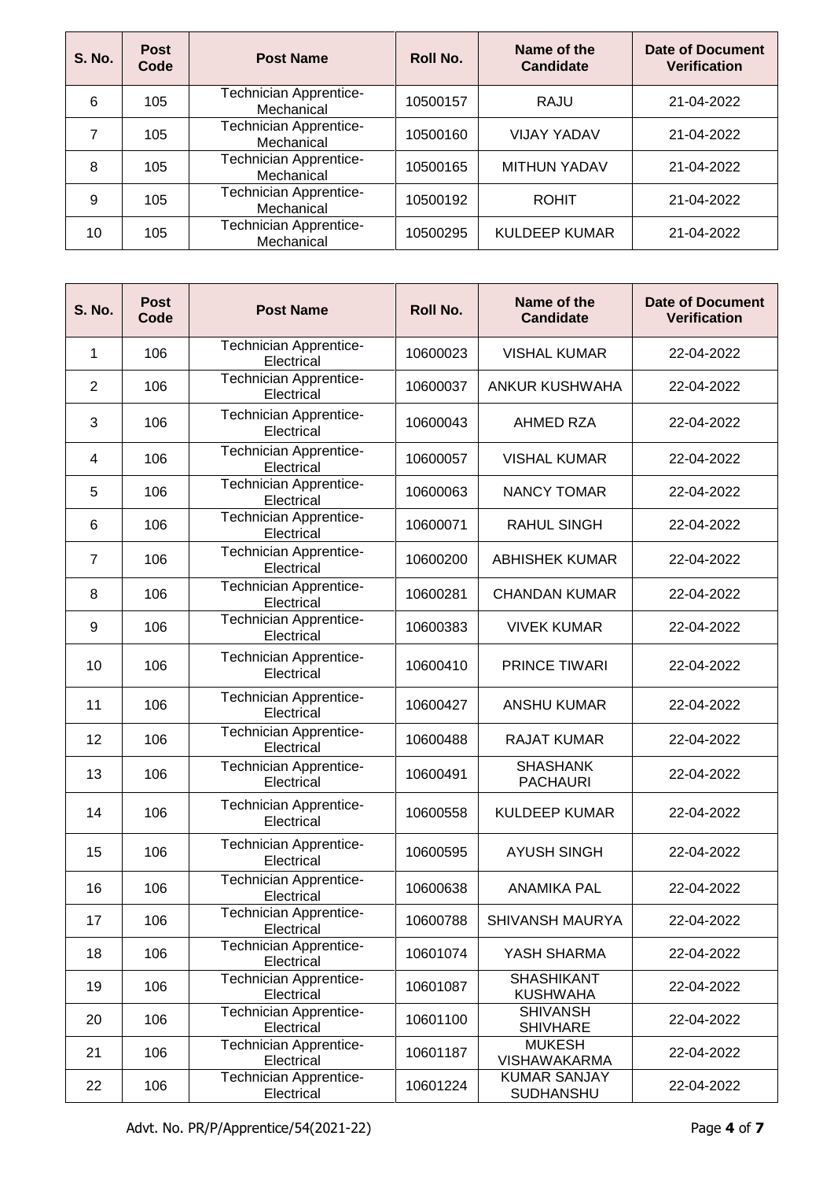| S. No. | Post Code | Post Name | Roll No. | Name of the Candidate | Date of Document Verification |
|---|---|---|---|---|---|
| 6 | 105 | Technician Apprentice-Mechanical | 10500157 | RAJU | 21-04-2022 |
| 7 | 105 | Technician Apprentice-Mechanical | 10500160 | VIJAY YADAV | 21-04-2022 |
| 8 | 105 | Technician Apprentice-Mechanical | 10500165 | MITHUN YADAV | 21-04-2022 |
| 9 | 105 | Technician Apprentice-Mechanical | 10500192 | ROHIT | 21-04-2022 |
| 10 | 105 | Technician Apprentice-Mechanical | 10500295 | KULDEEP KUMAR | 21-04-2022 |

| S. No. | Post Code | Post Name | Roll No. | Name of the Candidate | Date of Document Verification |
|---|---|---|---|---|---|
| 1 | 106 | Technician Apprentice-Electrical | 10600023 | VISHAL KUMAR | 22-04-2022 |
| 2 | 106 | Technician Apprentice-Electrical | 10600037 | ANKUR KUSHWAHA | 22-04-2022 |
| 3 | 106 | Technician Apprentice-Electrical | 10600043 | AHMED RZA | 22-04-2022 |
| 4 | 106 | Technician Apprentice-Electrical | 10600057 | VISHAL KUMAR | 22-04-2022 |
| 5 | 106 | Technician Apprentice-Electrical | 10600063 | NANCY TOMAR | 22-04-2022 |
| 6 | 106 | Technician Apprentice-Electrical | 10600071 | RAHUL SINGH | 22-04-2022 |
| 7 | 106 | Technician Apprentice-Electrical | 10600200 | ABHISHEK KUMAR | 22-04-2022 |
| 8 | 106 | Technician Apprentice-Electrical | 10600281 | CHANDAN KUMAR | 22-04-2022 |
| 9 | 106 | Technician Apprentice-Electrical | 10600383 | VIVEK KUMAR | 22-04-2022 |
| 10 | 106 | Technician Apprentice-Electrical | 10600410 | PRINCE TIWARI | 22-04-2022 |
| 11 | 106 | Technician Apprentice-Electrical | 10600427 | ANSHU KUMAR | 22-04-2022 |
| 12 | 106 | Technician Apprentice-Electrical | 10600488 | RAJAT KUMAR | 22-04-2022 |
| 13 | 106 | Technician Apprentice-Electrical | 10600491 | SHASHANK PACHAURI | 22-04-2022 |
| 14 | 106 | Technician Apprentice-Electrical | 10600558 | KULDEEP KUMAR | 22-04-2022 |
| 15 | 106 | Technician Apprentice-Electrical | 10600595 | AYUSH SINGH | 22-04-2022 |
| 16 | 106 | Technician Apprentice-Electrical | 10600638 | ANAMIKA PAL | 22-04-2022 |
| 17 | 106 | Technician Apprentice-Electrical | 10600788 | SHIVANSH MAURYA | 22-04-2022 |
| 18 | 106 | Technician Apprentice-Electrical | 10601074 | YASH SHARMA | 22-04-2022 |
| 19 | 106 | Technician Apprentice-Electrical | 10601087 | SHASHIKANT KUSHWAHA | 22-04-2022 |
| 20 | 106 | Technician Apprentice-Electrical | 10601100 | SHIVANSH SHIVHARE | 22-04-2022 |
| 21 | 106 | Technician Apprentice-Electrical | 10601187 | MUKESH VISHAWAKARMA | 22-04-2022 |
| 22 | 106 | Technician Apprentice-Electrical | 10601224 | KUMAR SANJAY SUDHANSHU | 22-04-2022 |

Advt. No. PR/P/Apprentice/54(2021-22)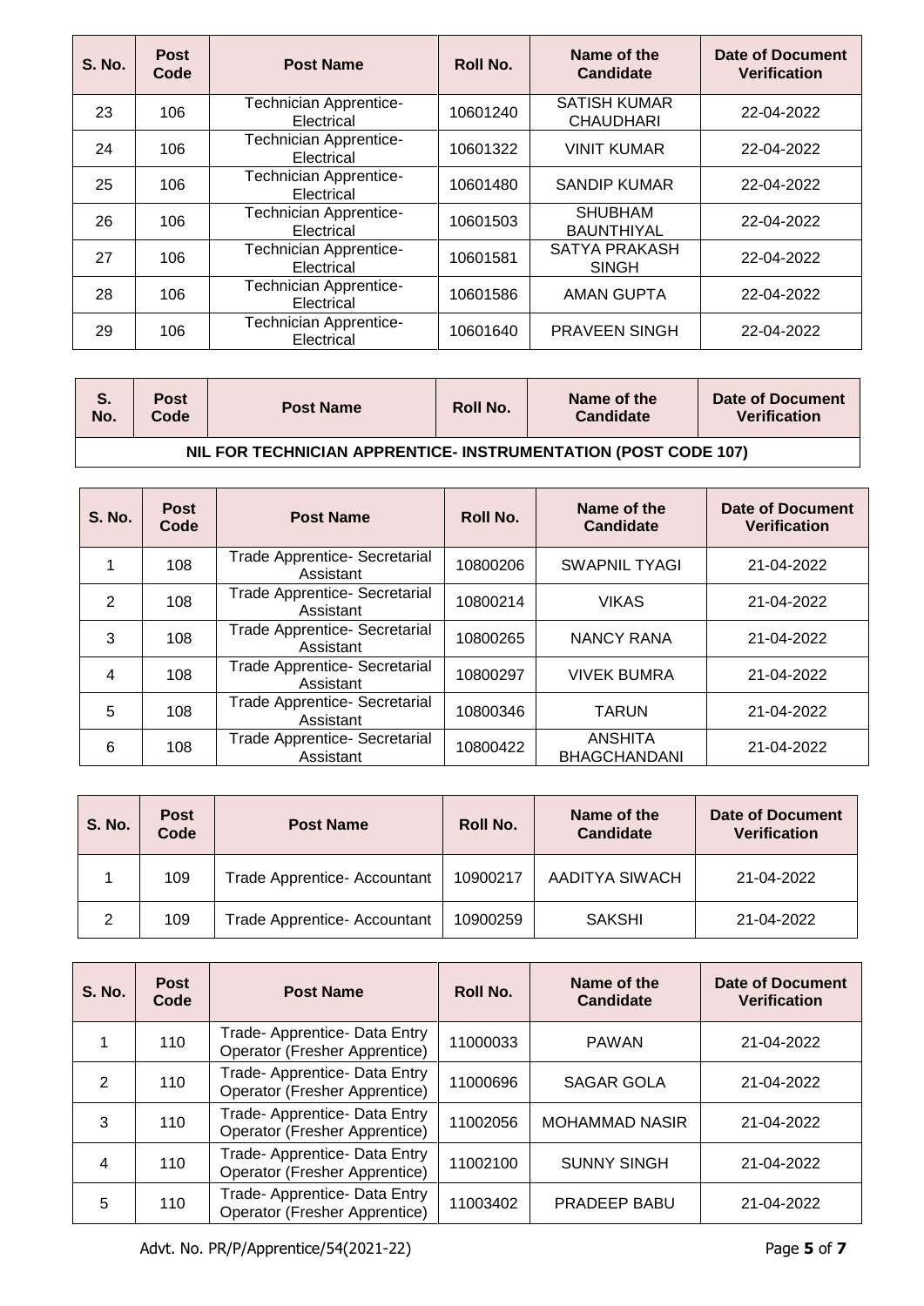| S. No. | Post Code | Post Name | Roll No. | Name of the Candidate | Date of Document Verification |
|---|---|---|---|---|---|
| 23 | 106 | Technician Apprentice- Electrical | 10601240 | SATISH KUMAR CHAUDHARI | 22-04-2022 |
| 24 | 106 | Technician Apprentice- Electrical | 10601322 | VINIT KUMAR | 22-04-2022 |
| 25 | 106 | Technician Apprentice- Electrical | 10601480 | SANDIP KUMAR | 22-04-2022 |
| 26 | 106 | Technician Apprentice- Electrical | 10601503 | SHUBHAM BAUNTHIYAL | 22-04-2022 |
| 27 | 106 | Technician Apprentice- Electrical | 10601581 | SATYA PRAKASH SINGH | 22-04-2022 |
| 28 | 106 | Technician Apprentice- Electrical | 10601586 | AMAN GUPTA | 22-04-2022 |
| 29 | 106 | Technician Apprentice- Electrical | 10601640 | PRAVEEN SINGH | 22-04-2022 |

| S. No. | Post Code | Post Name | Roll No. | Name of the Candidate | Date of Document Verification |
|---|---|---|---|---|---|
| **NIL FOR TECHNICIAN APPRENTICE- INSTRUMENTATION (POST CODE 107)** | | | | | |

| S. No. | Post Code | Post Name | Roll No. | Name of the Candidate | Date of Document Verification |
|---|---|---|---|---|---|
| 1 | 108 | Trade Apprentice- Secretarial Assistant | 10800206 | SWAPNIL TYAGI | 21-04-2022 |
| 2 | 108 | Trade Apprentice- Secretarial Assistant | 10800214 | VIKAS | 21-04-2022 |
| 3 | 108 | Trade Apprentice- Secretarial Assistant | 10800265 | NANCY RANA | 21-04-2022 |
| 4 | 108 | Trade Apprentice- Secretarial Assistant | 10800297 | VIVEK BUMRA | 21-04-2022 |
| 5 | 108 | Trade Apprentice- Secretarial Assistant | 10800346 | TARUN | 21-04-2022 |
| 6 | 108 | Trade Apprentice- Secretarial Assistant | 10800422 | ANSHITA BHAGCHANDANI | 21-04-2022 |

| S. No. | Post Code | Post Name | Roll No. | Name of the Candidate | Date of Document Verification |
|---|---|---|---|---|---|
| 1 | 109 | Trade Apprentice- Accountant | 10900217 | AADITYA SIWACH | 21-04-2022 |
| 2 | 109 | Trade Apprentice- Accountant | 10900259 | SAKSHI | 21-04-2022 |

| S. No. | Post Code | Post Name | Roll No. | Name of the Candidate | Date of Document Verification |
|---|---|---|---|---|---|
| 1 | 110 | Trade- Apprentice- Data Entry Operator (Fresher Apprentice) | 11000033 | PAWAN | 21-04-2022 |
| 2 | 110 | Trade- Apprentice- Data Entry Operator (Fresher Apprentice) | 11000696 | SAGAR GOLA | 21-04-2022 |
| 3 | 110 | Trade- Apprentice- Data Entry Operator (Fresher Apprentice) | 11002056 | MOHAMMAD NASIR | 21-04-2022 |
| 4 | 110 | Trade- Apprentice- Data Entry Operator (Fresher Apprentice) | 11002100 | SUNNY SINGH | 21-04-2022 |
| 5 | 110 | Trade- Apprentice- Data Entry Operator (Fresher Apprentice) | 11003402 | PRADEEP BABU | 21-04-2022 |

Advt. No. PR/P/Apprentice/54(2021-22)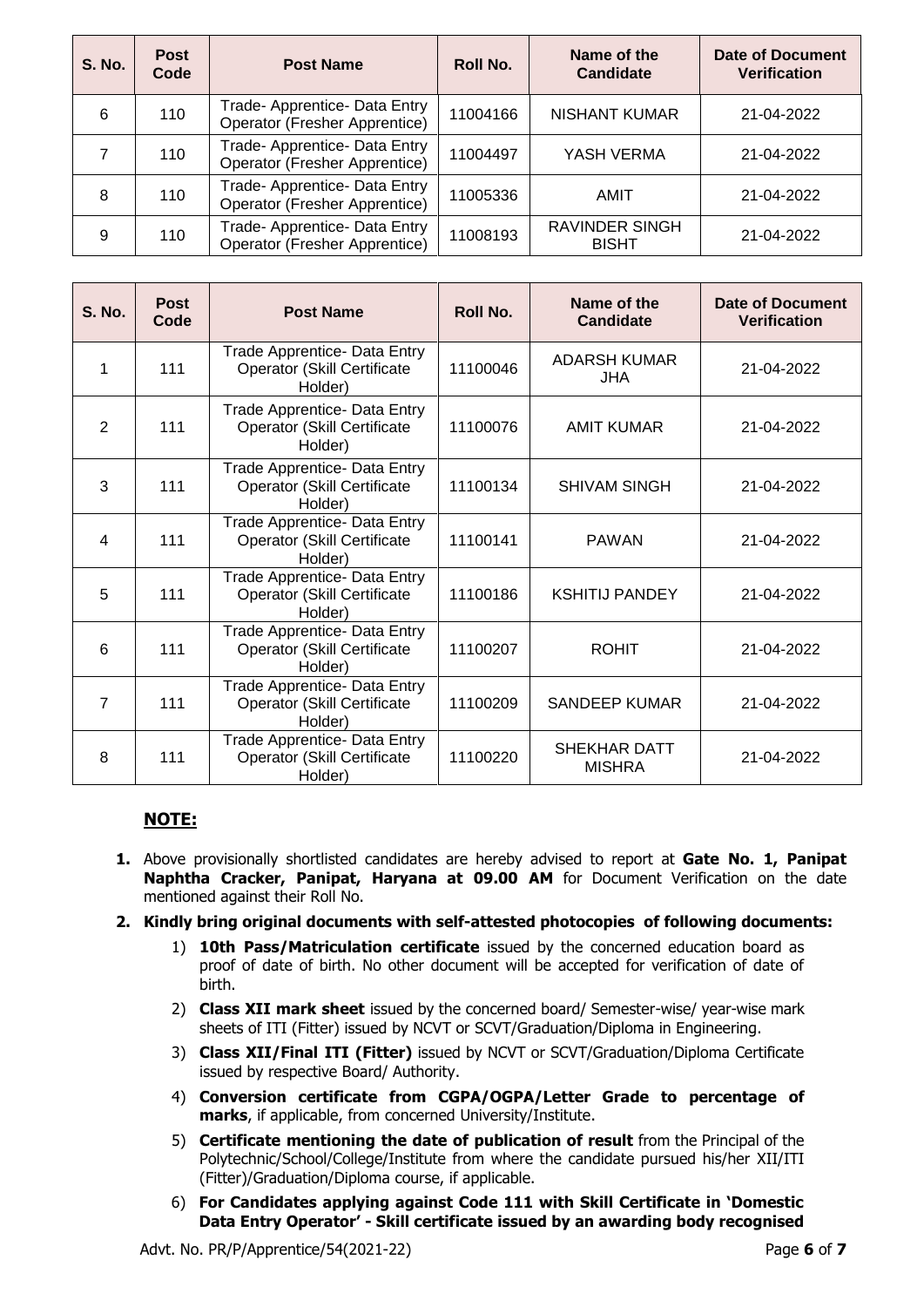| S. No. | Post Code | Post Name | Roll No. | Name of the Candidate | Date of Document Verification |
|---|---|---|---|---|---|
| 6 | 110 | Trade- Apprentice- Data Entry Operator (Fresher Apprentice) | 11004166 | NISHANT KUMAR | 21-04-2022 |
| 7 | 110 | Trade- Apprentice- Data Entry Operator (Fresher Apprentice) | 11004497 | YASH VERMA | 21-04-2022 |
| 8 | 110 | Trade- Apprentice- Data Entry Operator (Fresher Apprentice) | 11005336 | AMIT | 21-04-2022 |
| 9 | 110 | Trade- Apprentice- Data Entry Operator (Fresher Apprentice) | 11008193 | RAVINDER SINGH BISHT | 21-04-2022 |

| S. No. | Post Code | Post Name | Roll No. | Name of the Candidate | Date of Document Verification |
|---|---|---|---|---|---|
| 1 | 111 | Trade Apprentice- Data Entry Operator (Skill Certificate Holder) | 11100046 | ADARSH KUMAR JHA | 21-04-2022 |
| 2 | 111 | Trade Apprentice- Data Entry Operator (Skill Certificate Holder) | 11100076 | AMIT KUMAR | 21-04-2022 |
| 3 | 111 | Trade Apprentice- Data Entry Operator (Skill Certificate Holder) | 11100134 | SHIVAM SINGH | 21-04-2022 |
| 4 | 111 | Trade Apprentice- Data Entry Operator (Skill Certificate Holder) | 11100141 | PAWAN | 21-04-2022 |
| 5 | 111 | Trade Apprentice- Data Entry Operator (Skill Certificate Holder) | 11100186 | KSHITIJ PANDEY | 21-04-2022 |
| 6 | 111 | Trade Apprentice- Data Entry Operator (Skill Certificate Holder) | 11100207 | ROHIT | 21-04-2022 |
| 7 | 111 | Trade Apprentice- Data Entry Operator (Skill Certificate Holder) | 11100209 | SANDEEP KUMAR | 21-04-2022 |
| 8 | 111 | Trade Apprentice- Data Entry Operator (Skill Certificate Holder) | 11100220 | SHEKHAR DATT MISHRA | 21-04-2022 |

## NOTE:

1. Above provisionally shortlisted candidates are hereby advised to report at **Gate No. 1, Panipat Naphtha Cracker, Panipat, Haryana at 09.00 AM** for Document Verification on the date mentioned against their Roll No.
2. **Kindly bring original documents with self-attested photocopies of following documents:**
   1) **10th Pass/Matriculation certificate** issued by the concerned education board as proof of date of birth. No other document will be accepted for verification of date of birth.
   2) **Class XII mark sheet** issued by the concerned board/ Semester-wise/ year-wise mark sheets of ITI (Fitter) issued by NCVT or SCVT/Graduation/Diploma in Engineering.
   3) **Class XII/Final ITI (Fitter)** issued by NCVT or SCVT/Graduation/Diploma Certificate issued by respective Board/ Authority.
   4) **Conversion certificate from CGPA/OGPA/Letter Grade to percentage of marks**, if applicable, from concerned University/Institute.
   5) **Certificate mentioning the date of publication of result** from the Principal of the Polytechnic/School/College/Institute from where the candidate pursued his/her XII/ITI (Fitter)/Graduation/Diploma course, if applicable.
   6) **For Candidates applying against Code 111 with Skill Certificate in 'Domestic Data Entry Operator' - Skill certificate issued by an awarding body recognised**

Advt. No. PR/P/Apprentice/54(2021-22)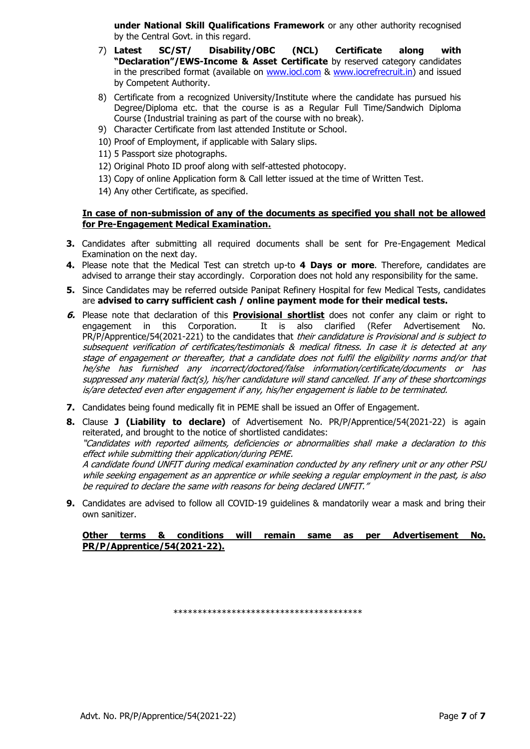**under National Skill Qualifications Framework** or any other authority recognised by the Central Govt. in this regard.

7) **Latest SC/ST/ Disability/OBC (NCL) Certificate along with "Declaration"/EWS-Income & Asset Certificate** by reserved category candidates in the prescribed format (available on www.iocl.com & www.iocrefrecruit.in) and issued by Competent Authority.
8) Certificate from a recognized University/Institute where the candidate has pursued his Degree/Diploma etc. that the course is as a Regular Full Time/Sandwich Diploma Course (Industrial training as part of the course with no break).
9) Character Certificate from last attended Institute or School.
10) Proof of Employment, if applicable with Salary slips.
11) 5 Passport size photographs.
12) Original Photo ID proof along with self-attested photocopy.
13) Copy of online Application form & Call letter issued at the time of Written Test.
14) Any other Certificate, as specified.

**In case of non-submission of any of the documents as specified you shall not be allowed for Pre-Engagement Medical Examination.**

**3.** Candidates after submitting all required documents shall be sent for Pre-Engagement Medical Examination on the next day.

**4.** Please note that the Medical Test can stretch up-to **4 Days or more**. Therefore, candidates are advised to arrange their stay accordingly. Corporation does not hold any responsibility for the same.

**5.** Since Candidates may be referred outside Panipat Refinery Hospital for few Medical Tests, candidates are **advised to carry sufficient cash / online payment mode for their medical tests.**

***6.*** Please note that declaration of this **Provisional shortlist** does not confer any claim or right to engagement in this Corporation. It is also clarified (Refer Advertisement No. PR/P/Apprentice/54(2021-221) to the candidates that *their candidature is Provisional and is subject to subsequent verification of certificates/testimonials & medical fitness. In case it is detected at any stage of engagement or thereafter, that a candidate does not fulfil the eligibility norms and/or that he/she has furnished any incorrect/doctored/false information/certificate/documents or has suppressed any material fact(s), his/her candidature will stand cancelled. If any of these shortcomings is/are detected even after engagement if any, his/her engagement is liable to be terminated.*

**7.** Candidates being found medically fit in PEME shall be issued an Offer of Engagement.

**8.** Clause **J (Liability to declare)** of Advertisement No. PR/P/Apprentice/54(2021-22) is again reiterated, and brought to the notice of shortlisted candidates:
*"Candidates with reported ailments, deficiencies or abnormalities shall make a declaration to this effect while submitting their application/during PEME.*
*A candidate found UNFIT during medical examination conducted by any refinery unit or any other PSU while seeking engagement as an apprentice or while seeking a regular employment in the past, is also be required to declare the same with reasons for being declared UNFIT."*

**9.** Candidates are advised to follow all COVID-19 guidelines & mandatorily wear a mask and bring their own sanitizer.

**Other terms & conditions will remain same as per Advertisement No. PR/P/Apprentice/54(2021-22).**

***************************************